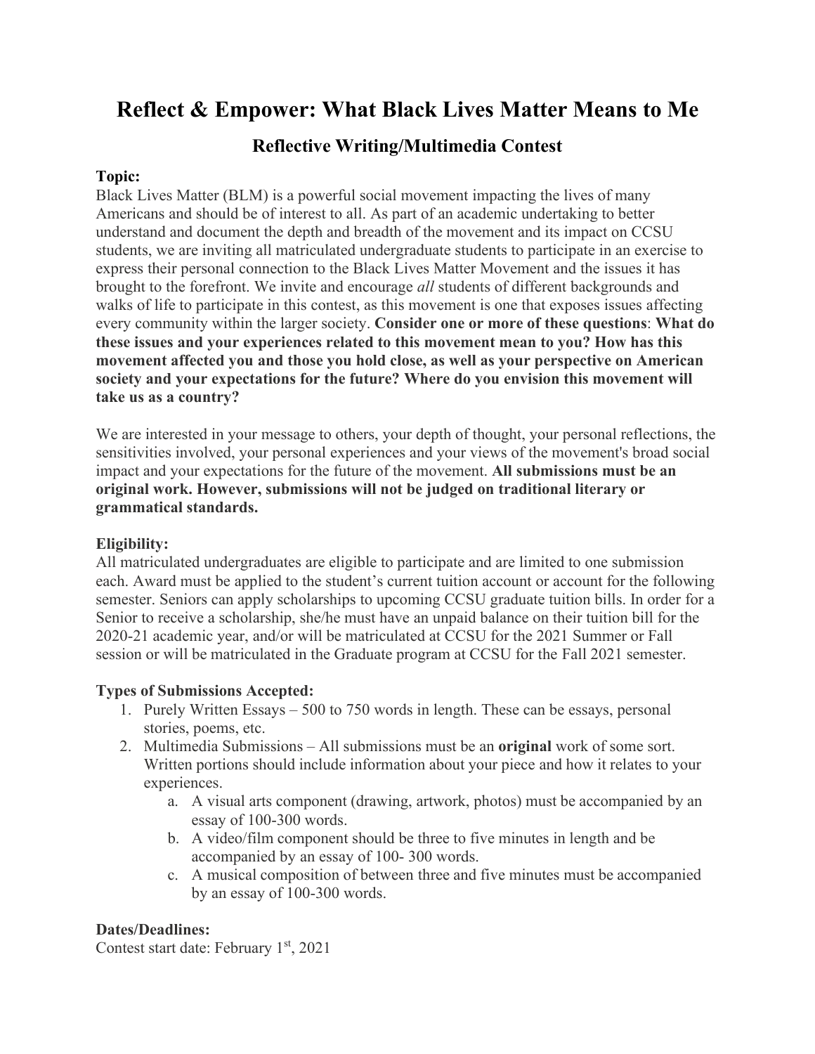# Reflect & Empower: What Black Lives Matter Means to Me

## Reflective Writing/Multimedia Contest

**Topic:**
Black Lives Matter (BLM) is a powerful social movement impacting the lives of many Americans and should be of interest to all. As part of an academic undertaking to better understand and document the depth and breadth of the movement and its impact on CCSU students, we are inviting all matriculated undergraduate students to participate in an exercise to express their personal connection to the Black Lives Matter Movement and the issues it has brought to the forefront. We invite and encourage *all* students of different backgrounds and walks of life to participate in this contest, as this movement is one that exposes issues affecting every community within the larger society. **Consider one or more of these questions**: **What do these issues and your experiences related to this movement mean to you? How has this movement affected you and those you hold close, as well as your perspective on American society and your expectations for the future? Where do you envision this movement will take us as a country?**

We are interested in your message to others, your depth of thought, your personal reflections, the sensitivities involved, your personal experiences and your views of the movement's broad social impact and your expectations for the future of the movement. **All submissions must be an original work. However, submissions will not be judged on traditional literary or grammatical standards.**

**Eligibility:**
All matriculated undergraduates are eligible to participate and are limited to one submission each. Award must be applied to the student's current tuition account or account for the following semester. Seniors can apply scholarships to upcoming CCSU graduate tuition bills. In order for a Senior to receive a scholarship, she/he must have an unpaid balance on their tuition bill for the 2020-21 academic year, and/or will be matriculated at CCSU for the 2021 Summer or Fall session or will be matriculated in the Graduate program at CCSU for the Fall 2021 semester.

**Types of Submissions Accepted:**

1. Purely Written Essays – 500 to 750 words in length. These can be essays, personal stories, poems, etc.
2. Multimedia Submissions – All submissions must be an **original** work of some sort. Written portions should include information about your piece and how it relates to your experiences.
    a. A visual arts component (drawing, artwork, photos) must be accompanied by an essay of 100-300 words.
    b. A video/film component should be three to five minutes in length and be accompanied by an essay of 100- 300 words.
    c. A musical composition of between three and five minutes must be accompanied by an essay of 100-300 words.

**Dates/Deadlines:**
Contest start date: February 1st, 2021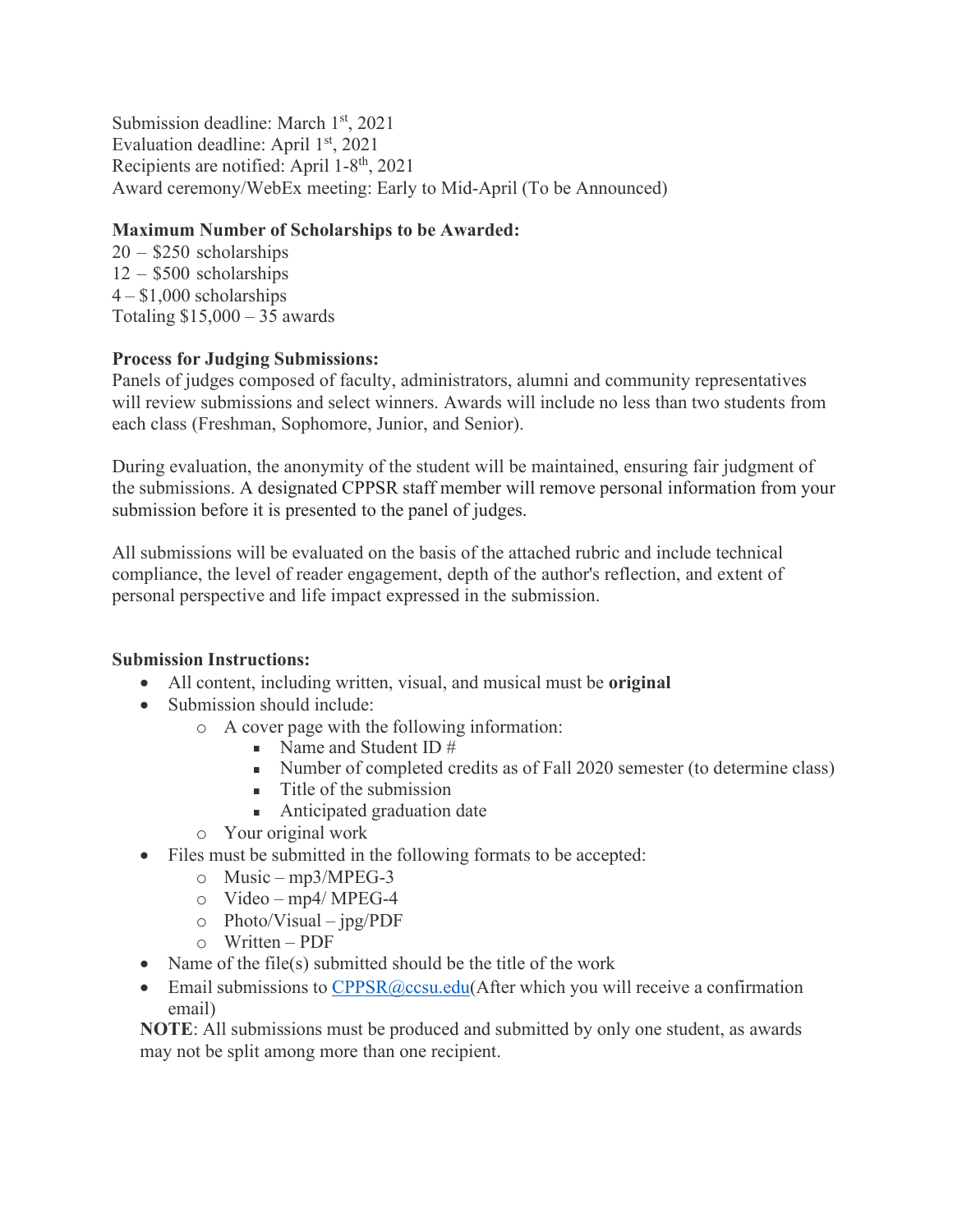Submission deadline: March 1st, 2021
Evaluation deadline: April 1st, 2021
Recipients are notified: April 1-8th, 2021
Award ceremony/WebEx meeting: Early to Mid-April (To be Announced)

**Maximum Number of Scholarships to be Awarded:**
20 – $250 scholarships
12 – $500 scholarships
4 – $1,000 scholarships
Totaling $15,000 – 35 awards

**Process for Judging Submissions:**
Panels of judges composed of faculty, administrators, alumni and community representatives will review submissions and select winners. Awards will include no less than two students from each class (Freshman, Sophomore, Junior, and Senior).

During evaluation, the anonymity of the student will be maintained, ensuring fair judgment of the submissions. A designated CPPSR staff member will remove personal information from your submission before it is presented to the panel of judges.

All submissions will be evaluated on the basis of the attached rubric and include technical compliance, the level of reader engagement, depth of the author's reflection, and extent of personal perspective and life impact expressed in the submission.

**Submission Instructions:**

- All content, including written, visual, and musical must be **original**
- Submission should include:
  - A cover page with the following information:
    - Name and Student ID #
    - Number of completed credits as of Fall 2020 semester (to determine class)
    - Title of the submission
    - Anticipated graduation date
  - Your original work
- Files must be submitted in the following formats to be accepted:
  - Music – mp3/MPEG-3
  - Video – mp4/ MPEG-4
  - Photo/Visual – jpg/PDF
  - Written – PDF
- Name of the file(s) submitted should be the title of the work
- Email submissions to CPPSR@ccsu.edu(After which you will receive a confirmation email)

**NOTE**: All submissions must be produced and submitted by only one student, as awards may not be split among more than one recipient.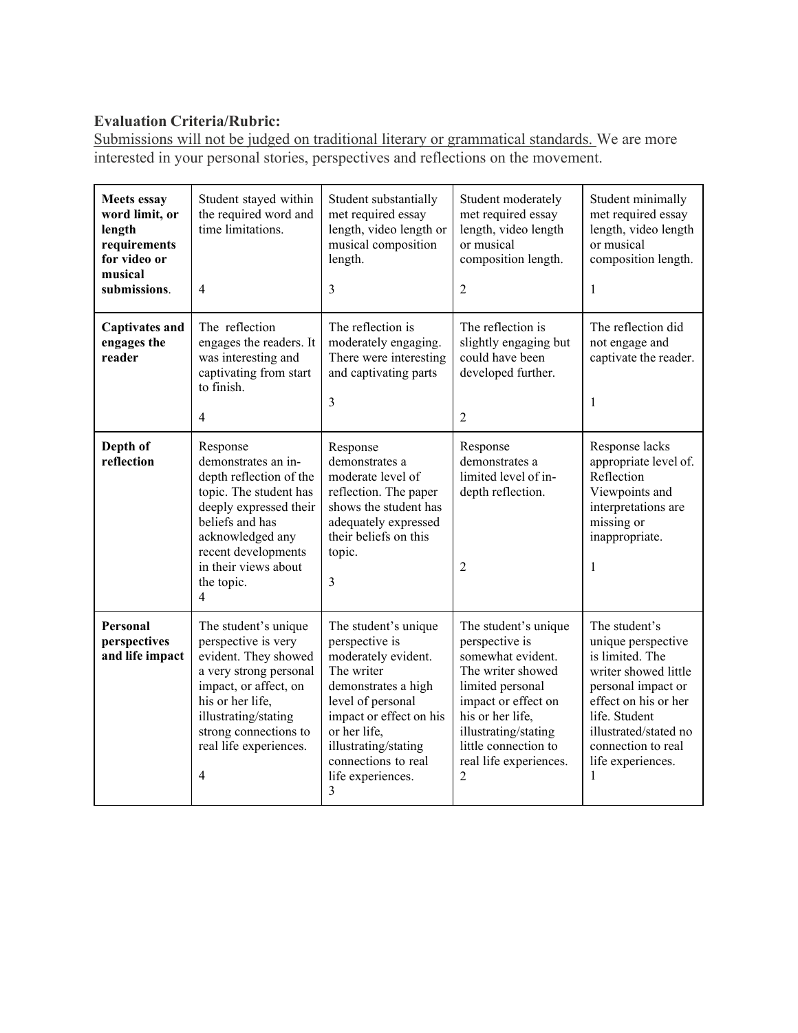**Evaluation Criteria/Rubric:**

<u>Submissions will not be judged on traditional literary or grammatical standards.</u> We are more interested in your personal stories, perspectives and reflections on the movement.

| | | | | |
|---|---|---|---|---|
| **Meets essay word limit, or length requirements for video or musical submissions**. | Student stayed within the required word and time limitations.<br><br>4 | Student substantially met required essay length, video length or musical composition length.<br><br>3 | Student moderately met required essay length, video length or musical composition length.<br><br>2 | Student minimally met required essay length, video length or musical composition length.<br><br>1 |
| **Captivates and engages the reader** | The reflection engages the readers. It was interesting and captivating from start to finish.<br><br>4 | The reflection is moderately engaging. There were interesting and captivating parts<br><br>3 | The reflection is slightly engaging but could have been developed further.<br><br>2 | The reflection did not engage and captivate the reader.<br><br>1 |
| **Depth of reflection** | Response demonstrates an in-depth reflection of the topic. The student has deeply expressed their beliefs and has acknowledged any recent developments in their views about the topic.<br>4 | Response demonstrates a moderate level of reflection. The paper shows the student has adequately expressed their beliefs on this topic.<br><br>3 | Response demonstrates a limited level of in-depth reflection.<br><br>2 | Response lacks appropriate level of. Reflection Viewpoints and interpretations are missing or inappropriate.<br><br>1 |
| **Personal perspectives and life impact** | The student's unique perspective is very evident. They showed a very strong personal impact, or affect, on his or her life, illustrating/stating strong connections to real life experiences.<br><br>4 | The student's unique perspective is moderately evident. The writer demonstrates a high level of personal impact or effect on his or her life, illustrating/stating connections to real life experiences.<br>3 | The student's unique perspective is somewhat evident. The writer showed limited personal impact or effect on his or her life, illustrating/stating little connection to real life experiences.<br>2 | The student's unique perspective is limited. The writer showed little personal impact or effect on his or her life. Student illustrated/stated no connection to real life experiences.<br>1 |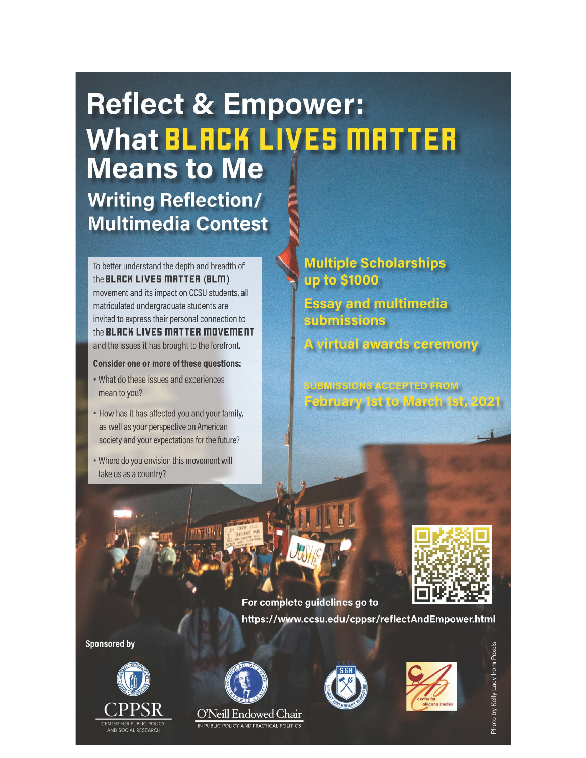# Reflect & Empower: What BLACK LIVES MATTER Means to Me

## Writing Reflection/ Multimedia Contest

To better understand the depth and breadth of the **BLACK LIVES MATTER (BLM)** movement and its impact on CCSU students, all matriculated undergraduate students are invited to express their personal connection to the **BLACK LIVES MATTER MOVEMENT** and the issues it has brought to the forefront.

**Consider one or more of these questions:**

- What do these issues and experiences mean to you?
- How has it has affected you and your family, as well as your perspective on American society and your expectations for the future?
- Where do you envision this movement will take us as a country?

**Multiple Scholarships up to $1000**

**Essay and multimedia submissions**

**A virtual awards ceremony**

**SUBMISSIONS ACCEPTED FROM February 1st to March 1st, 2021**

**For complete guidelines go to https://www.ccsu.edu/cppsr/reflectAndEmpower.html**

**Sponsored by**

CPPSR CENTER FOR PUBLIC POLICY AND SOCIAL RESEARCH

O'Neill Endowed Chair IN PUBLIC POLICY AND PRACTICAL POLITICS

center for africana studies

Photo by Kelly Lacy from Pexels